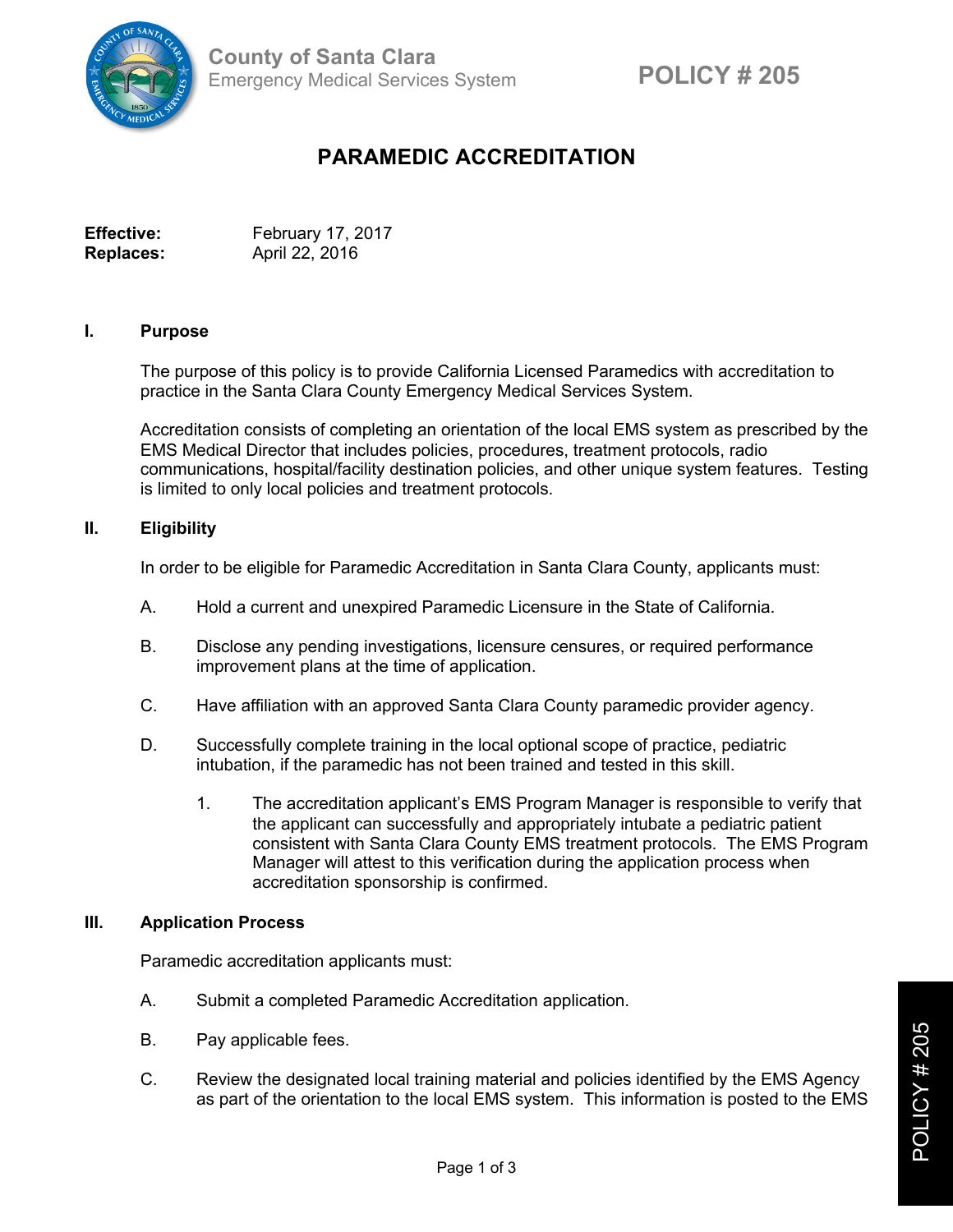County of Santa Clara
Emergency Medical Services System

POLICY # 205

# PARAMEDIC ACCREDITATION

**Effective:** February 17, 2017
**Replaces:** April 22, 2016

## I. Purpose

The purpose of this policy is to provide California Licensed Paramedics with accreditation to practice in the Santa Clara County Emergency Medical Services System.

Accreditation consists of completing an orientation of the local EMS system as prescribed by the EMS Medical Director that includes policies, procedures, treatment protocols, radio communications, hospital/facility destination policies, and other unique system features. Testing is limited to only local policies and treatment protocols.

## II. Eligibility

In order to be eligible for Paramedic Accreditation in Santa Clara County, applicants must:

A. Hold a current and unexpired Paramedic Licensure in the State of California.

B. Disclose any pending investigations, licensure censures, or required performance improvement plans at the time of application.

C. Have affiliation with an approved Santa Clara County paramedic provider agency.

D. Successfully complete training in the local optional scope of practice, pediatric intubation, if the paramedic has not been trained and tested in this skill.

   1. The accreditation applicant's EMS Program Manager is responsible to verify that the applicant can successfully and appropriately intubate a pediatric patient consistent with Santa Clara County EMS treatment protocols. The EMS Program Manager will attest to this verification during the application process when accreditation sponsorship is confirmed.

## III. Application Process

Paramedic accreditation applicants must:

A. Submit a completed Paramedic Accreditation application.

B. Pay applicable fees.

C. Review the designated local training material and policies identified by the EMS Agency as part of the orientation to the local EMS system. This information is posted to the EMS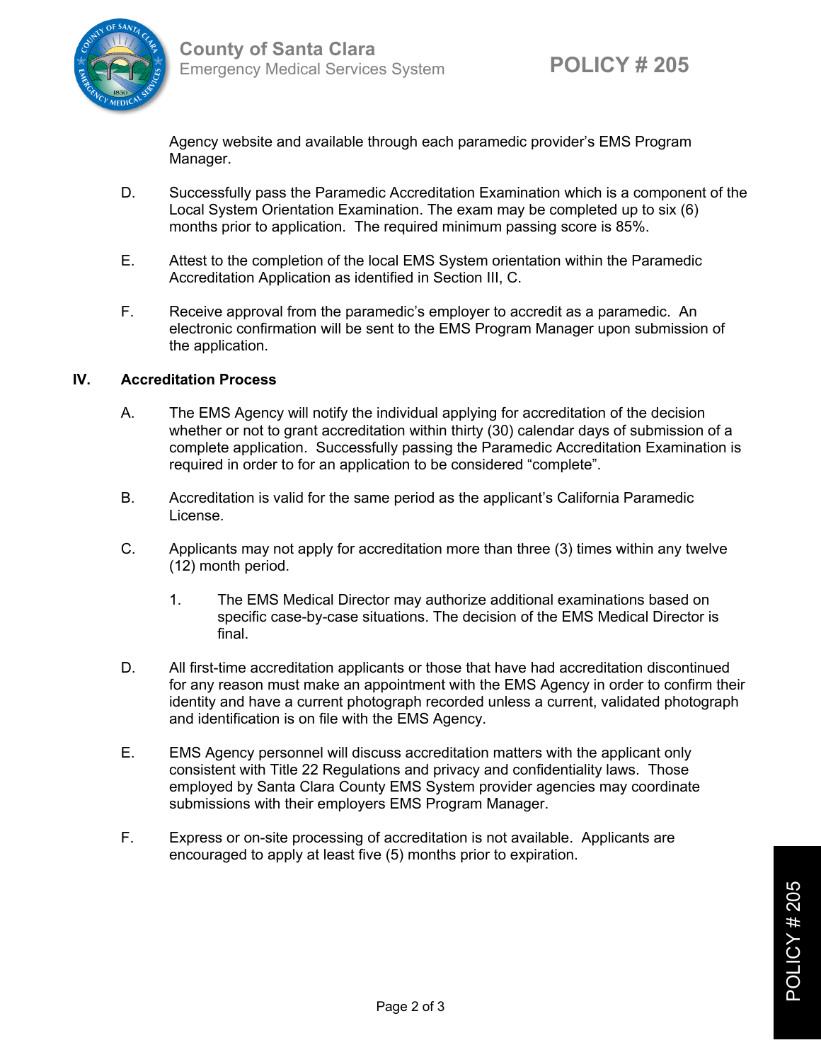Agency website and available through each paramedic provider's EMS Program Manager.

D. Successfully pass the Paramedic Accreditation Examination which is a component of the Local System Orientation Examination. The exam may be completed up to six (6) months prior to application. The required minimum passing score is 85%.

E. Attest to the completion of the local EMS System orientation within the Paramedic Accreditation Application as identified in Section III, C.

F. Receive approval from the paramedic's employer to accredit as a paramedic. An electronic confirmation will be sent to the EMS Program Manager upon submission of the application.

## IV. Accreditation Process

A. The EMS Agency will notify the individual applying for accreditation of the decision whether or not to grant accreditation within thirty (30) calendar days of submission of a complete application. Successfully passing the Paramedic Accreditation Examination is required in order to for an application to be considered "complete".

B. Accreditation is valid for the same period as the applicant's California Paramedic License.

C. Applicants may not apply for accreditation more than three (3) times within any twelve (12) month period.

   1. The EMS Medical Director may authorize additional examinations based on specific case-by-case situations. The decision of the EMS Medical Director is final.

D. All first-time accreditation applicants or those that have had accreditation discontinued for any reason must make an appointment with the EMS Agency in order to confirm their identity and have a current photograph recorded unless a current, validated photograph and identification is on file with the EMS Agency.

E. EMS Agency personnel will discuss accreditation matters with the applicant only consistent with Title 22 Regulations and privacy and confidentiality laws. Those employed by Santa Clara County EMS System provider agencies may coordinate submissions with their employers EMS Program Manager.

F. Express or on-site processing of accreditation is not available. Applicants are encouraged to apply at least five (5) months prior to expiration.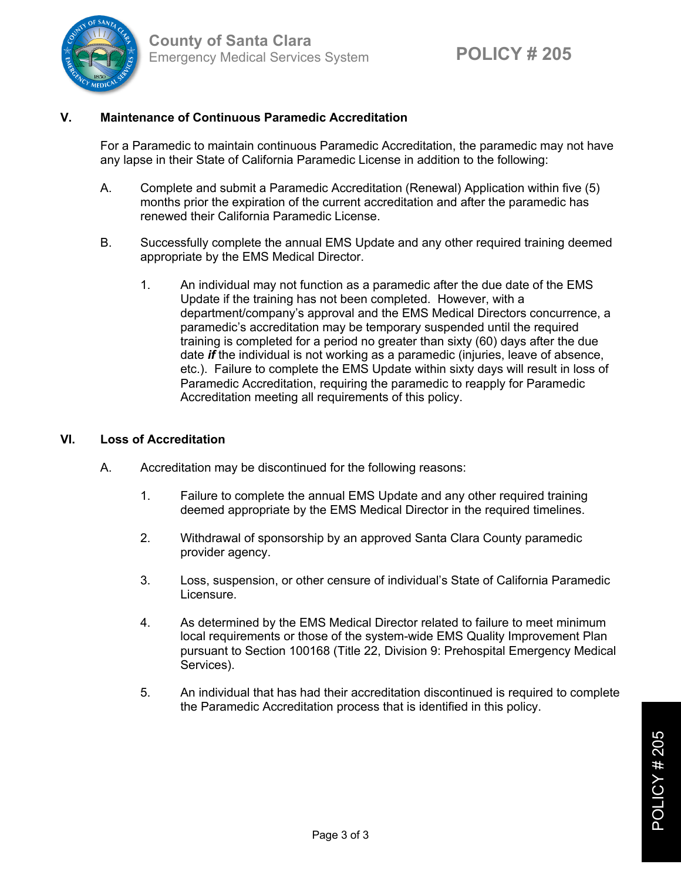## V. Maintenance of Continuous Paramedic Accreditation

For a Paramedic to maintain continuous Paramedic Accreditation, the paramedic may not have any lapse in their State of California Paramedic License in addition to the following:

A. Complete and submit a Paramedic Accreditation (Renewal) Application within five (5) months prior the expiration of the current accreditation and after the paramedic has renewed their California Paramedic License.

B. Successfully complete the annual EMS Update and any other required training deemed appropriate by the EMS Medical Director.

   1. An individual may not function as a paramedic after the due date of the EMS Update if the training has not been completed. However, with a department/company's approval and the EMS Medical Directors concurrence, a paramedic's accreditation may be temporary suspended until the required training is completed for a period no greater than sixty (60) days after the due date ***if*** the individual is not working as a paramedic (injuries, leave of absence, etc.). Failure to complete the EMS Update within sixty days will result in loss of Paramedic Accreditation, requiring the paramedic to reapply for Paramedic Accreditation meeting all requirements of this policy.

## VI. Loss of Accreditation

A. Accreditation may be discontinued for the following reasons:

   1. Failure to complete the annual EMS Update and any other required training deemed appropriate by the EMS Medical Director in the required timelines.

   2. Withdrawal of sponsorship by an approved Santa Clara County paramedic provider agency.

   3. Loss, suspension, or other censure of individual's State of California Paramedic Licensure.

   4. As determined by the EMS Medical Director related to failure to meet minimum local requirements or those of the system-wide EMS Quality Improvement Plan pursuant to Section 100168 (Title 22, Division 9: Prehospital Emergency Medical Services).

   5. An individual that has had their accreditation discontinued is required to complete the Paramedic Accreditation process that is identified in this policy.